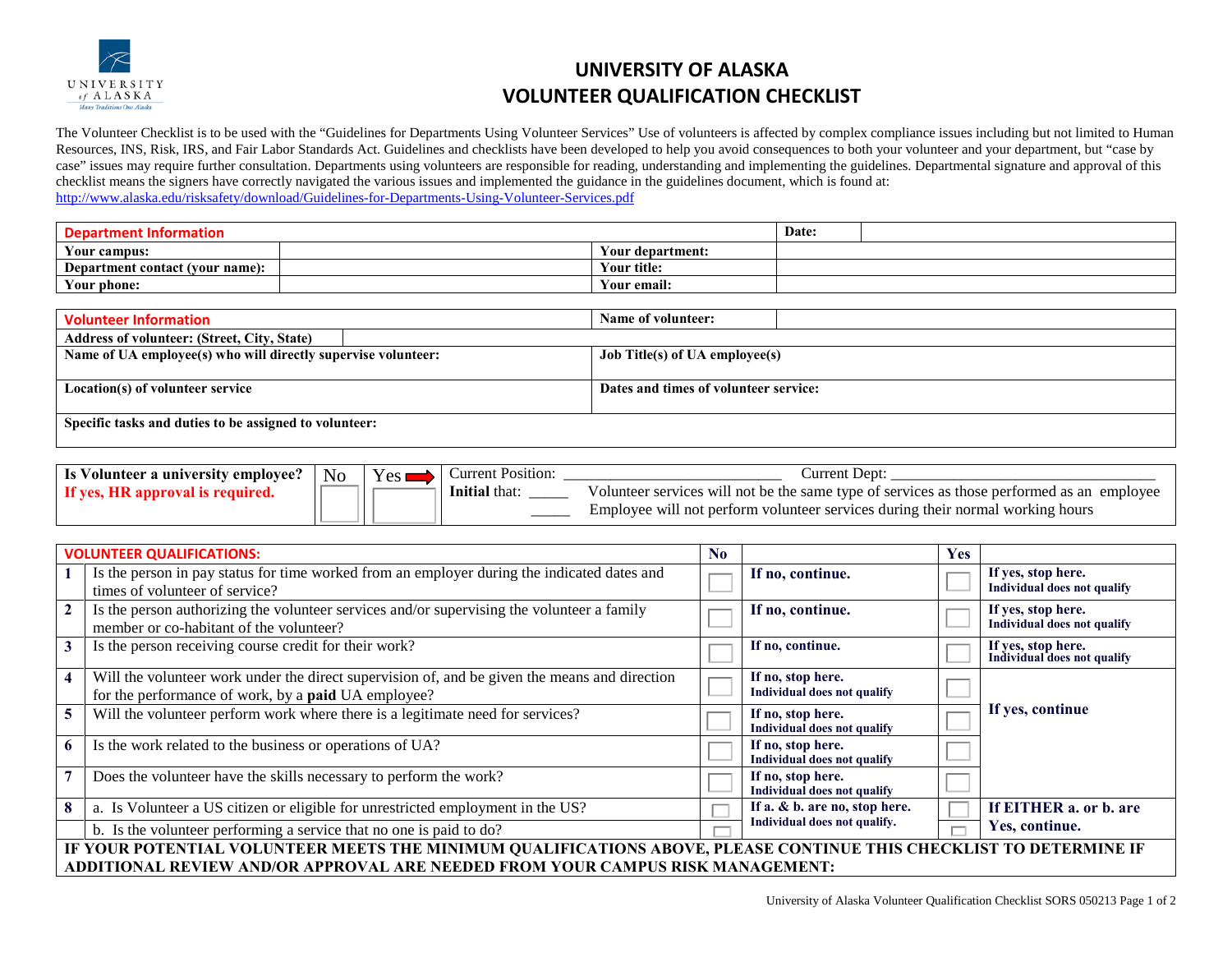# UNIVERSITY OF ALASKA
# VOLUNTEER QUALIFICATION CHECKLIST

The Volunteer Checklist is to be used with the "Guidelines for Departments Using Volunteer Services" Use of volunteers is affected by complex compliance issues including but not limited to Human Resources, INS, Risk, IRS, and Fair Labor Standards Act. Guidelines and checklists have been developed to help you avoid consequences to both your volunteer and your department, but "case by case" issues may require further consultation. Departments using volunteers are responsible for reading, understanding and implementing the guidelines. Departmental signature and approval of this checklist means the signers have correctly navigated the various issues and implemented the guidance in the guidelines document, which is found at: http://www.alaska.edu/risksafety/download/Guidelines-for-Departments-Using-Volunteer-Services.pdf

| Department Information | | | Date: | |
|---|---|---|---|---|
| **Your campus:** | | **Your department:** | | |
| **Department contact (your name):** | | **Your title:** | | |
| **Your phone:** | | **Your email:** | | |

| Volunteer Information | Name of volunteer: | |
|---|---|---|
| **Address of volunteer: (Street, City, State)** | | |
| **Name of UA employee(s) who will directly supervise volunteer:** | **Job Title(s) of UA employee(s)** | |
| **Location(s) of volunteer service** | **Dates and times of volunteer service:** | |
| **Specific tasks and duties to be assigned to volunteer:** | | |

| **Is Volunteer a university employee?** **If yes, HR approval is required.** | No ☐ | Yes ➡ ☐ | Current Position: ________________ Current Dept: ________________ **Initial** that: _____ Volunteer services will not be the same type of services as those performed as an employee _____ Employee will not perform volunteer services during their normal working hours |
|---|---|---|---|

| | VOLUNTEER QUALIFICATIONS: | No | | Yes | |
|---|---|---|---|---|---|
| 1 | Is the person in pay status for time worked from an employer during the indicated dates and times of volunteer of service? | ☐ | **If no, continue.** | ☐ | **If yes, stop here. Individual does not qualify** |
| 2 | Is the person authorizing the volunteer services and/or supervising the volunteer a family member or co-habitant of the volunteer? | ☐ | **If no, continue.** | ☐ | **If yes, stop here. Individual does not qualify** |
| 3 | Is the person receiving course credit for their work? | ☐ | **If no, continue.** | ☐ | **If yes, stop here. Individual does not qualify** |
| 4 | Will the volunteer work under the direct supervision of, and be given the means and direction for the performance of work, by a **paid** UA employee? | ☐ | **If no, stop here. Individual does not qualify** | ☐ | **If yes, continue** |
| 5 | Will the volunteer perform work where there is a legitimate need for services? | ☐ | **If no, stop here. Individual does not qualify** | ☐ | |
| 6 | Is the work related to the business or operations of UA? | ☐ | **If no, stop here. Individual does not qualify** | ☐ | |
| 7 | Does the volunteer have the skills necessary to perform the work? | ☐ | **If no, stop here. Individual does not qualify** | ☐ | |
| 8 | a. Is Volunteer a US citizen or eligible for unrestricted employment in the US? | ☐ | **If a. & b. are no, stop here. Individual does not qualify.** | ☐ | **If EITHER a. or b. are Yes, continue.** |
| | b. Is the volunteer performing a service that no one is paid to do? | ☐ | | ☐ | |

**IF YOUR POTENTIAL VOLUNTEER MEETS THE MINIMUM QUALIFICATIONS ABOVE, PLEASE CONTINUE THIS CHECKLIST TO DETERMINE IF ADDITIONAL REVIEW AND/OR APPROVAL ARE NEEDED FROM YOUR CAMPUS RISK MANAGEMENT:**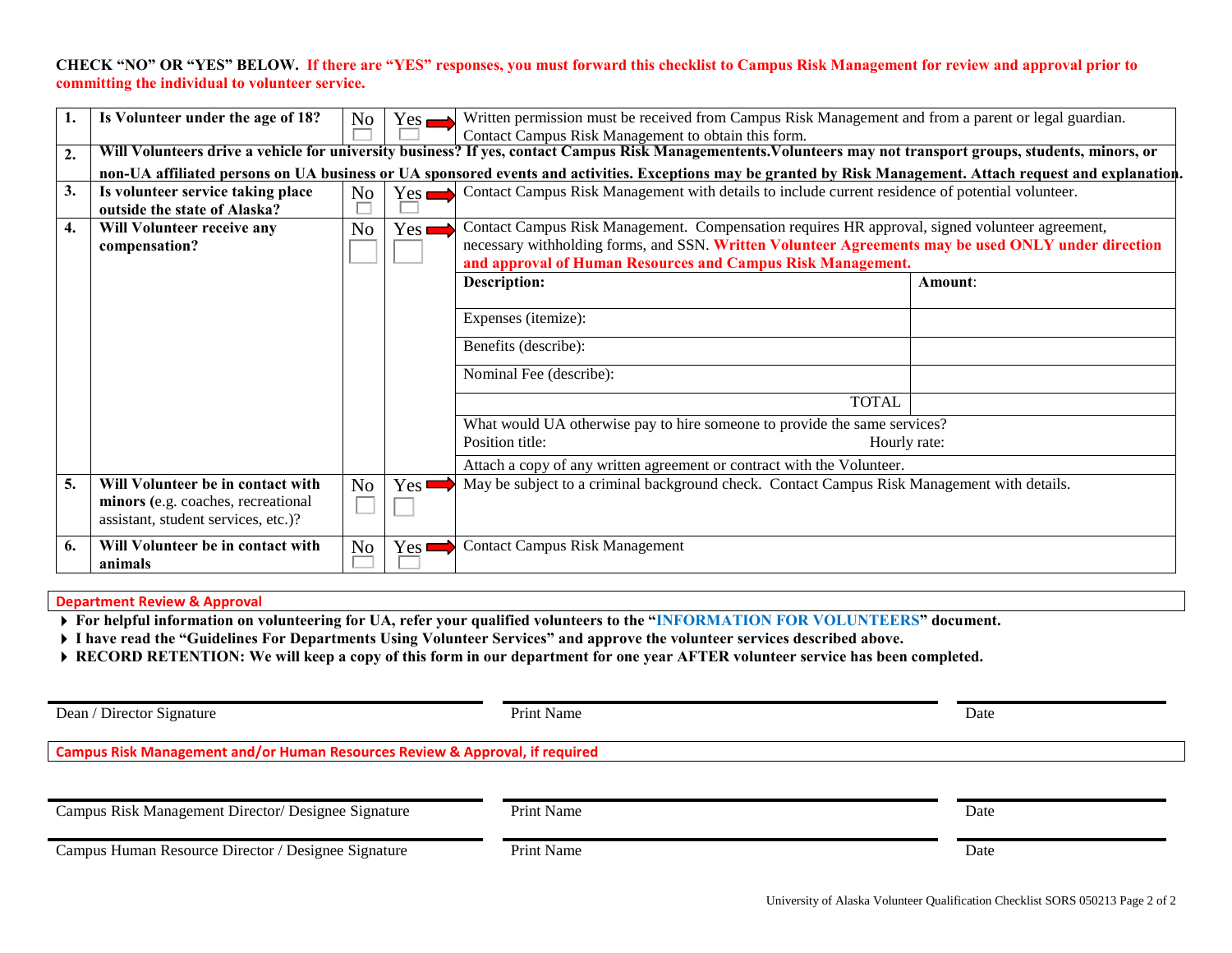**CHECK "NO" OR "YES" BELOW. If there are "YES" responses, you must forward this checklist to Campus Risk Management for review and approval prior to committing the individual to volunteer service.**

| | | | | |
|---|---|---|---|---|
| **1.** | **Is Volunteer under the age of 18?** | No ☐ | Yes ☐ ➡ | Written permission must be received from Campus Risk Management and from a parent or legal guardian. Contact Campus Risk Management to obtain this form. |
| **2.** | **Will Volunteers drive a vehicle for university business? If yes, contact Campus Risk Managemententes.Volunteers may not transport groups, students, minors, or non-UA affiliated persons on UA business or UA sponsored events and activities. Exceptions may be granted by Risk Management. Attach request and explanation.** | | | |
| **3.** | **Is volunteer service taking place outside the state of Alaska?** | No ☐ | Yes ☐ ➡ | Contact Campus Risk Management with details to include current residence of potential volunteer. |
| **4.** | **Will Volunteer receive any compensation?** | No ☐ | Yes ☐ ➡ | Contact Campus Risk Management. Compensation requires HR approval, signed volunteer agreement, necessary withholding forms, and SSN. **Written Volunteer Agreements may be used ONLY under direction and approval of Human Resources and Campus Risk Management.** |
| | | | | **Description:** / **Amount:** |
| | | | | Expenses (itemize): / |
| | | | | Benefits (describe): / |
| | | | | Nominal Fee (describe): / |
| | | | | TOTAL / |
| | | | | What would UA otherwise pay to hire someone to provide the same services? Position title: Hourly rate: |
| | | | | Attach a copy of any written agreement or contract with the Volunteer. |
| **5.** | **Will Volunteer be in contact with minors (**e.g. coaches, recreational assistant, student services, etc.)? | No ☐ | Yes ☐ ➡ | May be subject to a criminal background check. Contact Campus Risk Management with details. |
| **6.** | **Will Volunteer be in contact with animals** | No ☐ | Yes ☐ ➡ | Contact Campus Risk Management |

**Department Review & Approval**

- **For helpful information on volunteering for UA, refer your qualified volunteers to the "INFORMATION FOR VOLUNTEERS" document.**
- **I have read the "Guidelines For Departments Using Volunteer Services" and approve the volunteer services described above.**
- **RECORD RETENTION: We will keep a copy of this form in our department for one year AFTER volunteer service has been completed.**

| | | |
|---|---|---|
| Dean / Director Signature | Print Name | Date |

**Campus Risk Management and/or Human Resources Review & Approval, if required**

| | | |
|---|---|---|
| Campus Risk Management Director/ Designee Signature | Print Name | Date |
| Campus Human Resource Director / Designee Signature | Print Name | Date |

University of Alaska Volunteer Qualification Checklist SORS 050213